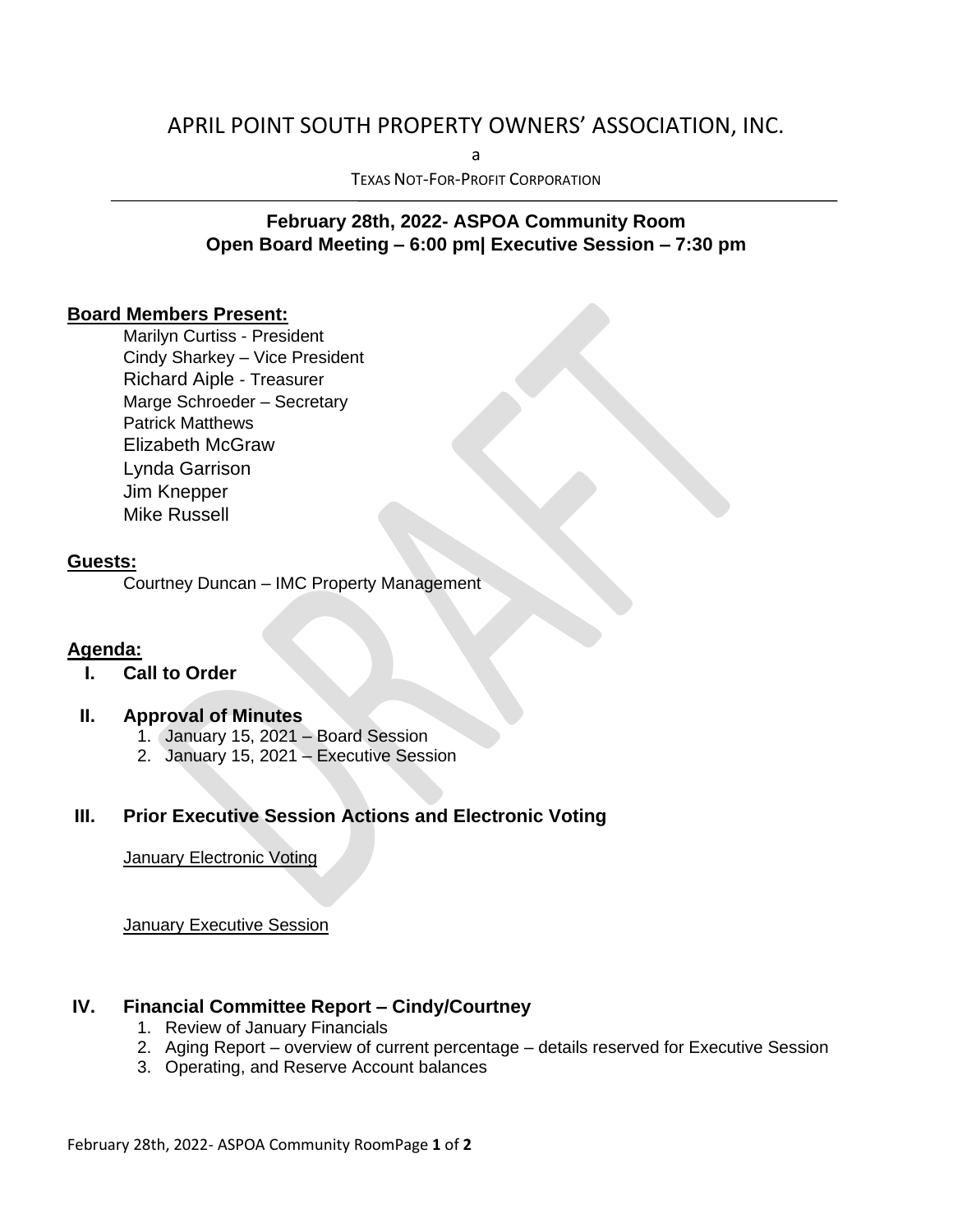# APRIL POINT SOUTH PROPERTY OWNERS' ASSOCIATION, INC.

a

TEXAS NOT-FOR-PROFIT CORPORATION

**February 28th, 2022- ASPOA Community Room**
**Open Board Meeting – 6:00 pm| Executive Session – 7:30 pm**

**Board Members Present:**

Marilyn Curtiss - President
Cindy Sharkey – Vice President
Richard Aiple - Treasurer
Marge Schroeder – Secretary
Patrick Matthews
Elizabeth McGraw
Lynda Garrison
Jim Knepper
Mike Russell

**Guests:**

Courtney Duncan – IMC Property Management

**Agenda:**

**I. Call to Order**

**II. Approval of Minutes**

1. January 15, 2021 – Board Session
2. January 15, 2021 – Executive Session

**III. Prior Executive Session Actions and Electronic Voting**

January Electronic Voting

January Executive Session

**IV. Financial Committee Report – Cindy/Courtney**

1. Review of January Financials
2. Aging Report – overview of current percentage – details reserved for Executive Session
3. Operating, and Reserve Account balances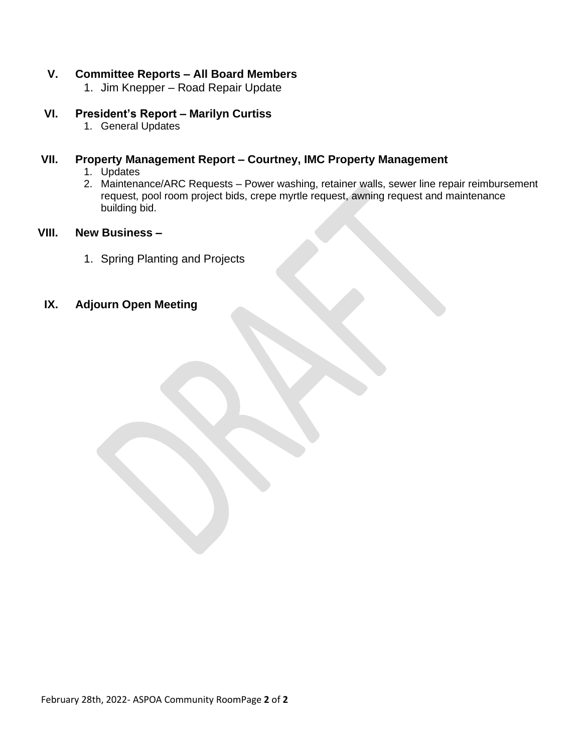**V. Committee Reports – All Board Members**

1. Jim Knepper – Road Repair Update

**VI. President's Report – Marilyn Curtiss**

1. General Updates

**VII. Property Management Report – Courtney, IMC Property Management**

1. Updates
2. Maintenance/ARC Requests – Power washing, retainer walls, sewer line repair reimbursement request, pool room project bids, crepe myrtle request, awning request and maintenance building bid.

**VIII. New Business –**

1. Spring Planting and Projects

**IX. Adjourn Open Meeting**